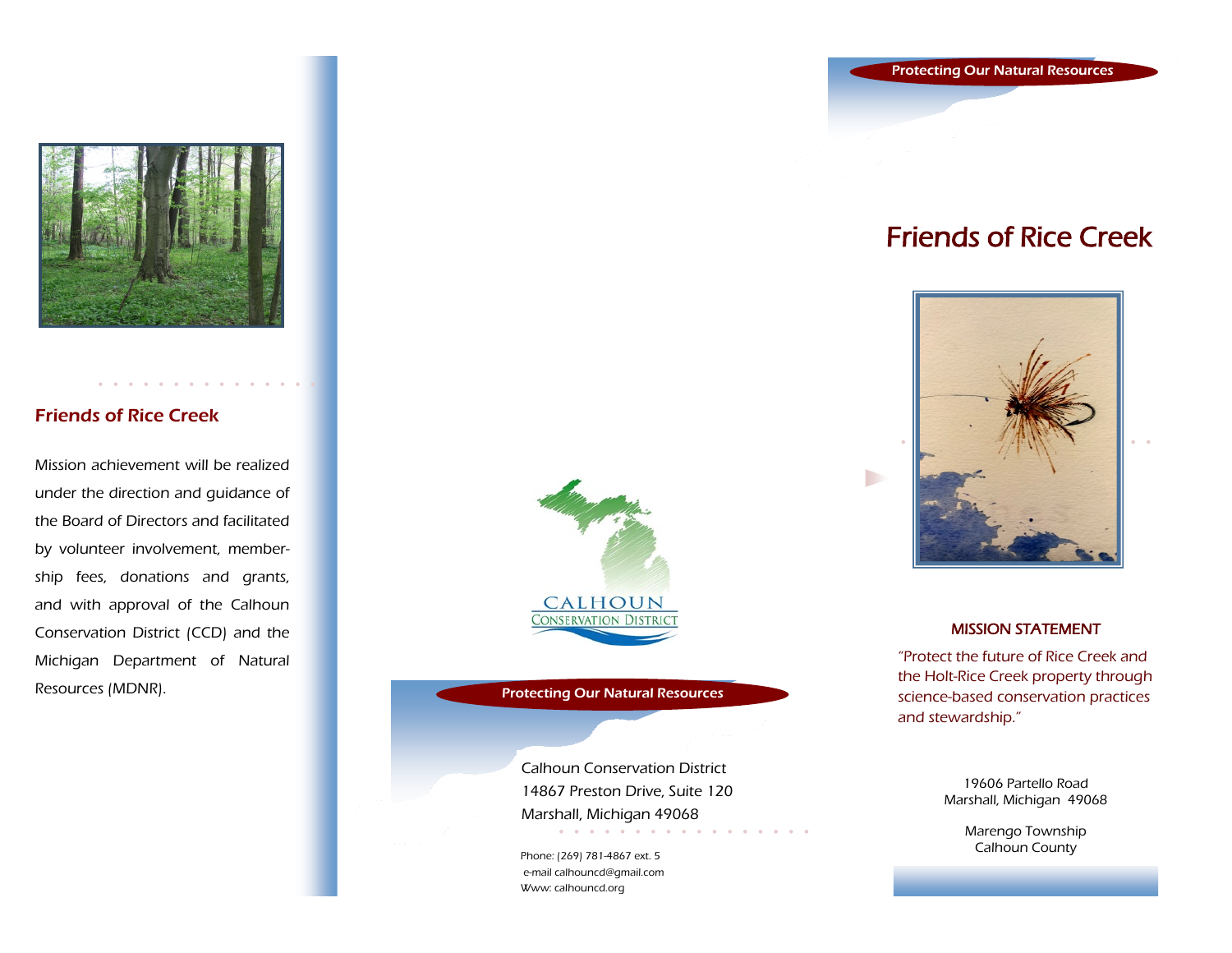## Friends of Rice Creek

Mission achievement will be realized under the direction and guidance of the Board of Directors and facilitated by volunteer involvement, membership fees, donations and grants, and with approval of the Calhoun Conservation District (CCD) and the Michigan Department of Natural Resources (MDNR).

CALHOUN
CONSERVATION DISTRICT

**Protecting Our Natural Resources**

Calhoun Conservation District
14867 Preston Drive, Suite 120
Marshall, Michigan 49068

Phone: (269) 781-4867 ext. 5
e-mail calhouncd@gmail.com
Www: calhouncd.org

**Protecting Our Natural Resources**

# Friends of Rice Creek

### MISSION STATEMENT

"Protect the future of Rice Creek and the Holt-Rice Creek property through science-based conservation practices and stewardship."

19606 Partello Road
Marshall, Michigan 49068

Marengo Township
Calhoun County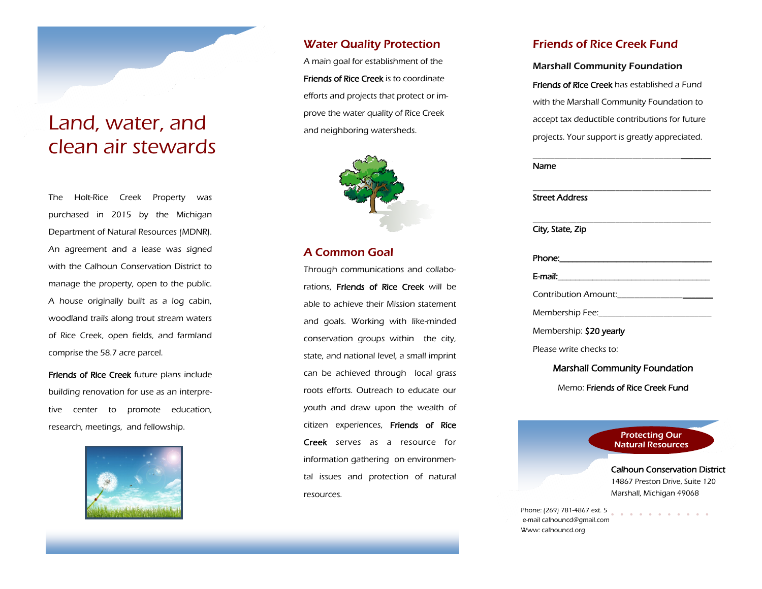# Land, water, and clean air stewards

The Holt-Rice Creek Property was purchased in 2015 by the Michigan Department of Natural Resources (MDNR). An agreement and a lease was signed with the Calhoun Conservation District to manage the property, open to the public. A house originally built as a log cabin, woodland trails along trout stream waters of Rice Creek, open fields, and farmland comprise the 58.7 acre parcel.

**Friends of Rice Creek** future plans include building renovation for use as an interpretive center to promote education, research, meetings, and fellowship.

## Water Quality Protection

A main goal for establishment of the **Friends of Rice Creek** is to coordinate efforts and projects that protect or improve the water quality of Rice Creek and neighboring watersheds.

## A Common Goal

Through communications and collaborations, **Friends of Rice Creek** will be able to achieve their Mission statement and goals. Working with like-minded conservation groups within the city, state, and national level, a small imprint can be achieved through local grass roots efforts. Outreach to educate our youth and draw upon the wealth of citizen experiences, **Friends of Rice Creek** serves as a resource for information gathering on environmental issues and protection of natural resources.

## Friends of Rice Creek Fund

### Marshall Community Foundation

**Friends of Rice Creek** has established a Fund with the Marshall Community Foundation to accept tax deductible contributions for future projects. Your support is greatly appreciated.

___________________________________________

Name

___________________________________________

Street Address

___________________________________________

City, State, Zip

Phone:____________________________________

E-mail:____________________________________

Contribution Amount:_______________________

Membership Fee:___________________________

Membership: **$20 yearly**

Please write checks to:

**Marshall Community Foundation**

Memo: **Friends of Rice Creek Fund**

**Protecting Our Natural Resources**

**Calhoun Conservation District**
14867 Preston Drive, Suite 120
Marshall, Michigan 49068

Phone: (269) 781-4867 ext. 5
e-mail calhouncd@gmail.com
Www: calhouncd.org